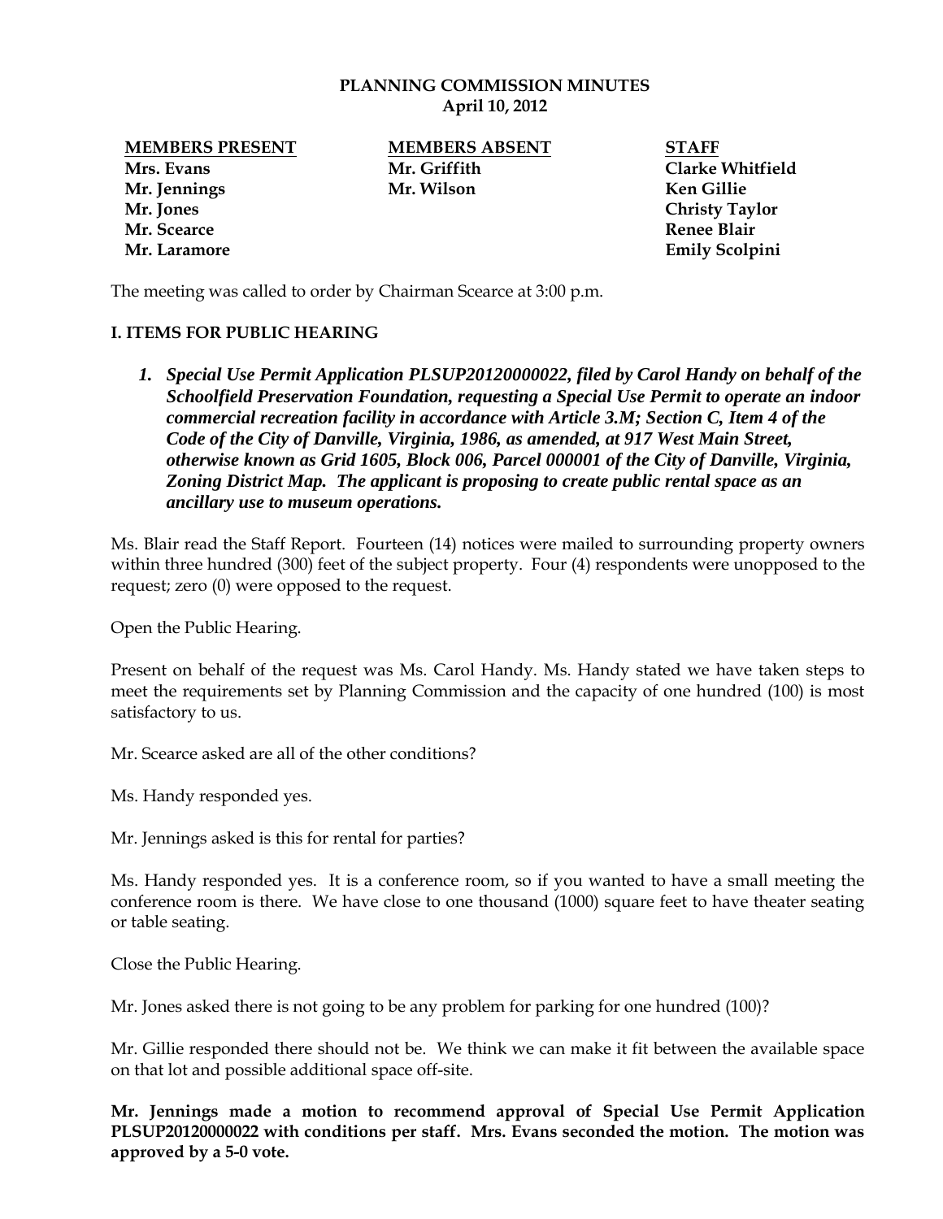# PLANNING COMMISSION MINUTES
## April 10, 2012

| MEMBERS PRESENT | MEMBERS ABSENT | STAFF |
|---|---|---|
| Mrs. Evans | Mr. Griffith | Clarke Whitfield |
| Mr. Jennings | Mr. Wilson | Ken Gillie |
| Mr. Jones | | Christy Taylor |
| Mr. Scearce | | Renee Blair |
| Mr. Laramore | | Emily Scolpini |

The meeting was called to order by Chairman Scearce at 3:00 p.m.

## I. ITEMS FOR PUBLIC HEARING

1. ***Special Use Permit Application PLSUP20120000022, filed by Carol Handy on behalf of the Schoolfield Preservation Foundation, requesting a Special Use Permit to operate an indoor commercial recreation facility in accordance with Article 3.M; Section C, Item 4 of the Code of the City of Danville, Virginia, 1986, as amended, at 917 West Main Street, otherwise known as Grid 1605, Block 006, Parcel 000001 of the City of Danville, Virginia, Zoning District Map. The applicant is proposing to create public rental space as an ancillary use to museum operations.***

Ms. Blair read the Staff Report. Fourteen (14) notices were mailed to surrounding property owners within three hundred (300) feet of the subject property. Four (4) respondents were unopposed to the request; zero (0) were opposed to the request.

Open the Public Hearing.

Present on behalf of the request was Ms. Carol Handy. Ms. Handy stated we have taken steps to meet the requirements set by Planning Commission and the capacity of one hundred (100) is most satisfactory to us.

Mr. Scearce asked are all of the other conditions?

Ms. Handy responded yes.

Mr. Jennings asked is this for rental for parties?

Ms. Handy responded yes. It is a conference room, so if you wanted to have a small meeting the conference room is there. We have close to one thousand (1000) square feet to have theater seating or table seating.

Close the Public Hearing.

Mr. Jones asked there is not going to be any problem for parking for one hundred (100)?

Mr. Gillie responded there should not be. We think we can make it fit between the available space on that lot and possible additional space off-site.

**Mr. Jennings made a motion to recommend approval of Special Use Permit Application PLSUP20120000022 with conditions per staff. Mrs. Evans seconded the motion. The motion was approved by a 5-0 vote.**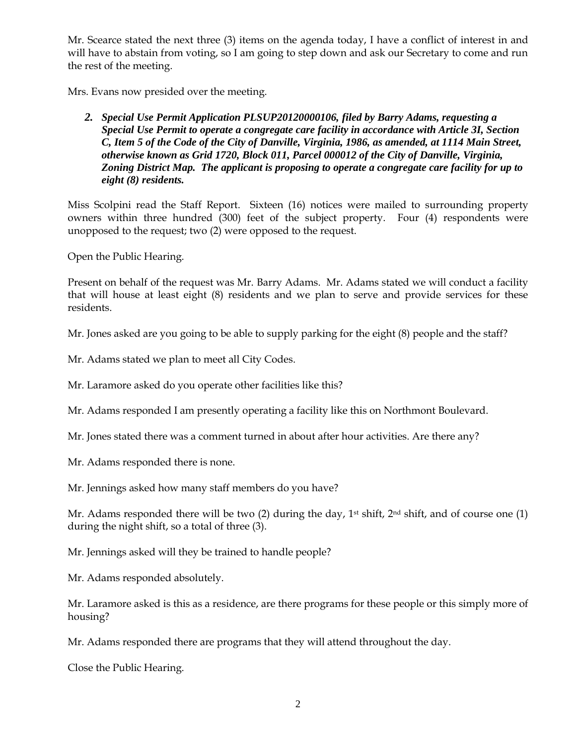Mr. Scearce stated the next three (3) items on the agenda today, I have a conflict of interest in and will have to abstain from voting, so I am going to step down and ask our Secretary to come and run the rest of the meeting.

Mrs. Evans now presided over the meeting.

2. ***Special Use Permit Application PLSUP20120000106, filed by Barry Adams, requesting a Special Use Permit to operate a congregate care facility in accordance with Article 3I, Section C, Item 5 of the Code of the City of Danville, Virginia, 1986, as amended, at 1114 Main Street, otherwise known as Grid 1720, Block 011, Parcel 000012 of the City of Danville, Virginia, Zoning District Map. The applicant is proposing to operate a congregate care facility for up to eight (8) residents.***

Miss Scolpini read the Staff Report. Sixteen (16) notices were mailed to surrounding property owners within three hundred (300) feet of the subject property. Four (4) respondents were unopposed to the request; two (2) were opposed to the request.

Open the Public Hearing.

Present on behalf of the request was Mr. Barry Adams. Mr. Adams stated we will conduct a facility that will house at least eight (8) residents and we plan to serve and provide services for these residents.

Mr. Jones asked are you going to be able to supply parking for the eight (8) people and the staff?

Mr. Adams stated we plan to meet all City Codes.

Mr. Laramore asked do you operate other facilities like this?

Mr. Adams responded I am presently operating a facility like this on Northmont Boulevard.

Mr. Jones stated there was a comment turned in about after hour activities. Are there any?

Mr. Adams responded there is none.

Mr. Jennings asked how many staff members do you have?

Mr. Adams responded there will be two (2) during the day, 1st shift, 2nd shift, and of course one (1) during the night shift, so a total of three (3).

Mr. Jennings asked will they be trained to handle people?

Mr. Adams responded absolutely.

Mr. Laramore asked is this as a residence, are there programs for these people or this simply more of housing?

Mr. Adams responded there are programs that they will attend throughout the day.

Close the Public Hearing.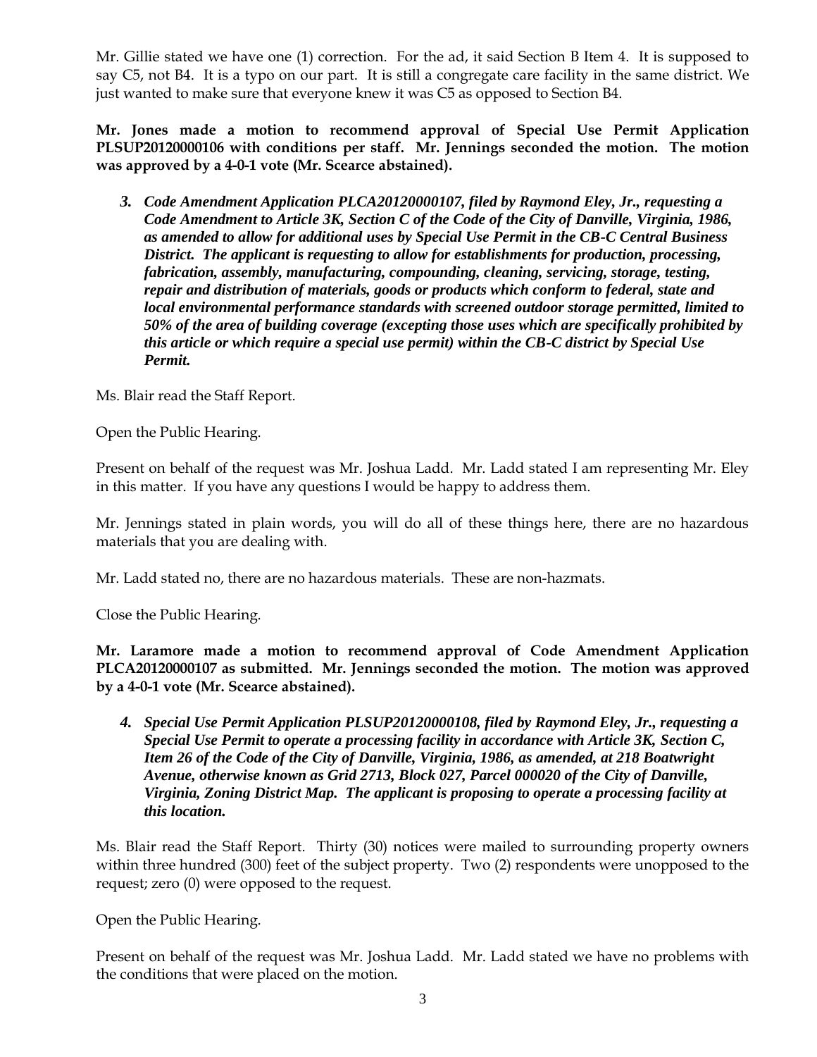Mr. Gillie stated we have one (1) correction. For the ad, it said Section B Item 4. It is supposed to say C5, not B4. It is a typo on our part. It is still a congregate care facility in the same district. We just wanted to make sure that everyone knew it was C5 as opposed to Section B4.

**Mr. Jones made a motion to recommend approval of Special Use Permit Application PLSUP20120000106 with conditions per staff. Mr. Jennings seconded the motion. The motion was approved by a 4-0-1 vote (Mr. Scearce abstained).**

3. ***Code Amendment Application PLCA20120000107, filed by Raymond Eley, Jr., requesting a Code Amendment to Article 3K, Section C of the Code of the City of Danville, Virginia, 1986, as amended to allow for additional uses by Special Use Permit in the CB-C Central Business District. The applicant is requesting to allow for establishments for production, processing, fabrication, assembly, manufacturing, compounding, cleaning, servicing, storage, testing, repair and distribution of materials, goods or products which conform to federal, state and local environmental performance standards with screened outdoor storage permitted, limited to 50% of the area of building coverage (excepting those uses which are specifically prohibited by this article or which require a special use permit) within the CB-C district by Special Use Permit.***

Ms. Blair read the Staff Report.

Open the Public Hearing.

Present on behalf of the request was Mr. Joshua Ladd. Mr. Ladd stated I am representing Mr. Eley in this matter. If you have any questions I would be happy to address them.

Mr. Jennings stated in plain words, you will do all of these things here, there are no hazardous materials that you are dealing with.

Mr. Ladd stated no, there are no hazardous materials. These are non-hazmats.

Close the Public Hearing.

**Mr. Laramore made a motion to recommend approval of Code Amendment Application PLCA20120000107 as submitted. Mr. Jennings seconded the motion. The motion was approved by a 4-0-1 vote (Mr. Scearce abstained).**

4. ***Special Use Permit Application PLSUP20120000108, filed by Raymond Eley, Jr., requesting a Special Use Permit to operate a processing facility in accordance with Article 3K, Section C, Item 26 of the Code of the City of Danville, Virginia, 1986, as amended, at 218 Boatwright Avenue, otherwise known as Grid 2713, Block 027, Parcel 000020 of the City of Danville, Virginia, Zoning District Map. The applicant is proposing to operate a processing facility at this location.***

Ms. Blair read the Staff Report. Thirty (30) notices were mailed to surrounding property owners within three hundred (300) feet of the subject property. Two (2) respondents were unopposed to the request; zero (0) were opposed to the request.

Open the Public Hearing.

Present on behalf of the request was Mr. Joshua Ladd. Mr. Ladd stated we have no problems with the conditions that were placed on the motion.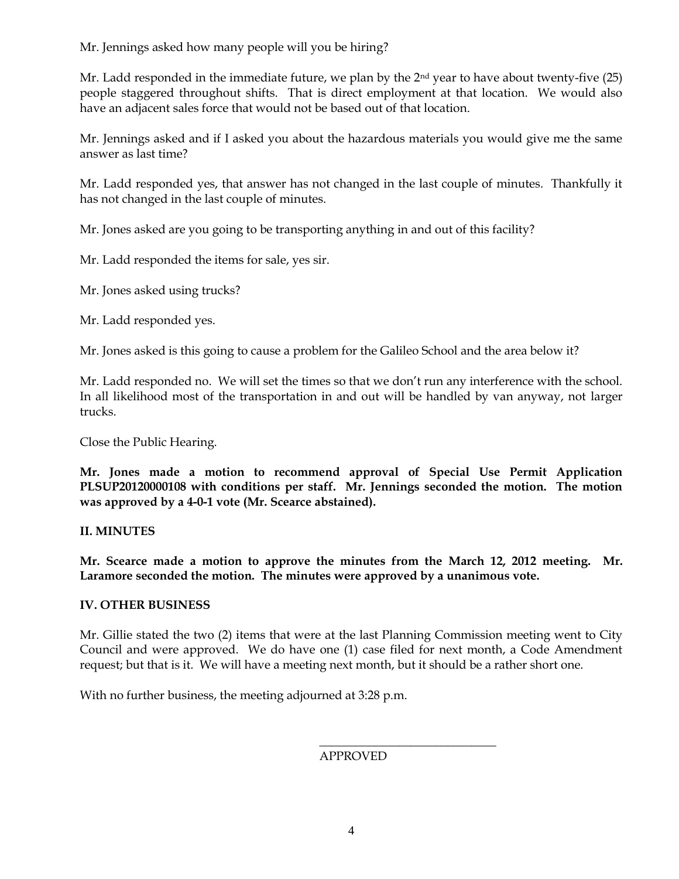Mr. Jennings asked how many people will you be hiring?

Mr. Ladd responded in the immediate future, we plan by the 2nd year to have about twenty-five (25) people staggered throughout shifts. That is direct employment at that location. We would also have an adjacent sales force that would not be based out of that location.

Mr. Jennings asked and if I asked you about the hazardous materials you would give me the same answer as last time?

Mr. Ladd responded yes, that answer has not changed in the last couple of minutes. Thankfully it has not changed in the last couple of minutes.

Mr. Jones asked are you going to be transporting anything in and out of this facility?

Mr. Ladd responded the items for sale, yes sir.

Mr. Jones asked using trucks?

Mr. Ladd responded yes.

Mr. Jones asked is this going to cause a problem for the Galileo School and the area below it?

Mr. Ladd responded no. We will set the times so that we don't run any interference with the school. In all likelihood most of the transportation in and out will be handled by van anyway, not larger trucks.

Close the Public Hearing.

**Mr. Jones made a motion to recommend approval of Special Use Permit Application PLSUP20120000108 with conditions per staff. Mr. Jennings seconded the motion. The motion was approved by a 4-0-1 vote (Mr. Scearce abstained).**

## II. MINUTES

**Mr. Scearce made a motion to approve the minutes from the March 12, 2012 meeting. Mr. Laramore seconded the motion. The minutes were approved by a unanimous vote.**

## IV. OTHER BUSINESS

Mr. Gillie stated the two (2) items that were at the last Planning Commission meeting went to City Council and were approved. We do have one (1) case filed for next month, a Code Amendment request; but that is it. We will have a meeting next month, but it should be a rather short one.

With no further business, the meeting adjourned at 3:28 p.m.

\_\_\_\_\_\_\_\_\_\_\_\_\_\_\_\_\_\_\_\_\_\_\_\_\_\_\_\_\_\_

APPROVED